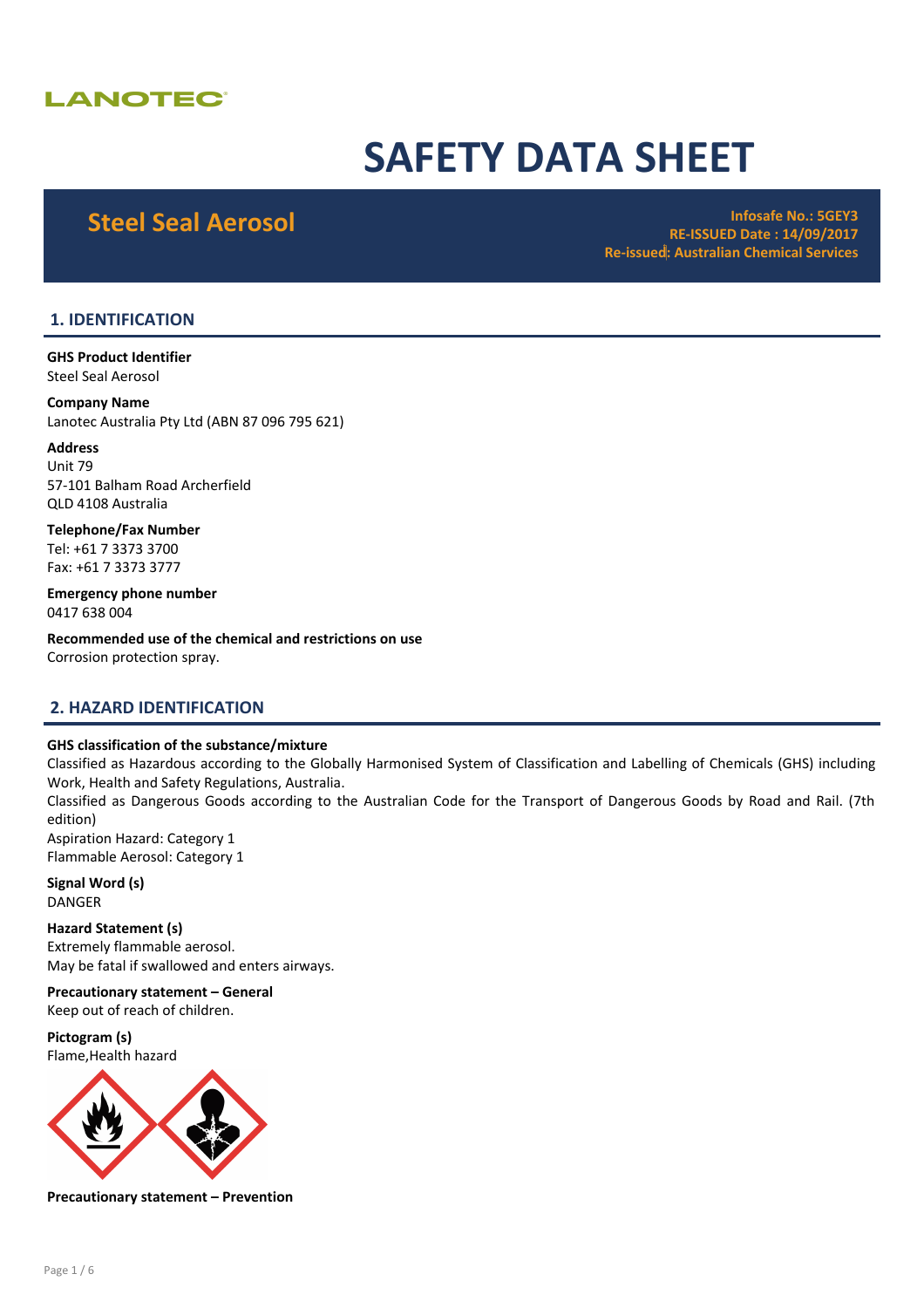LANOTEC

# SAFETY DATA SHEET

## Steel Seal Aerosol

**Infosafe No.: 5GEY3**
**RE-ISSUED Date : 14/09/2017**
**Re-issued: Australian Chemical Services**

## 1. IDENTIFICATION

**GHS Product Identifier**
Steel Seal Aerosol

**Company Name**
Lanotec Australia Pty Ltd (ABN 87 096 795 621)

**Address**
Unit 79
57-101 Balham Road Archerfield
QLD 4108 Australia

**Telephone/Fax Number**
Tel: +61 7 3373 3700
Fax: +61 7 3373 3777

**Emergency phone number**
0417 638 004

**Recommended use of the chemical and restrictions on use**
Corrosion protection spray.

## 2. HAZARD IDENTIFICATION

**GHS classification of the substance/mixture**
Classified as Hazardous according to the Globally Harmonised System of Classification and Labelling of Chemicals (GHS) including Work, Health and Safety Regulations, Australia.
Classified as Dangerous Goods according to the Australian Code for the Transport of Dangerous Goods by Road and Rail. (7th edition)
Aspiration Hazard: Category 1
Flammable Aerosol: Category 1

**Signal Word (s)**
DANGER

**Hazard Statement (s)**
Extremely flammable aerosol.
May be fatal if swallowed and enters airways.

**Precautionary statement – General**
Keep out of reach of children.

**Pictogram (s)**
Flame,Health hazard

**Precautionary statement – Prevention**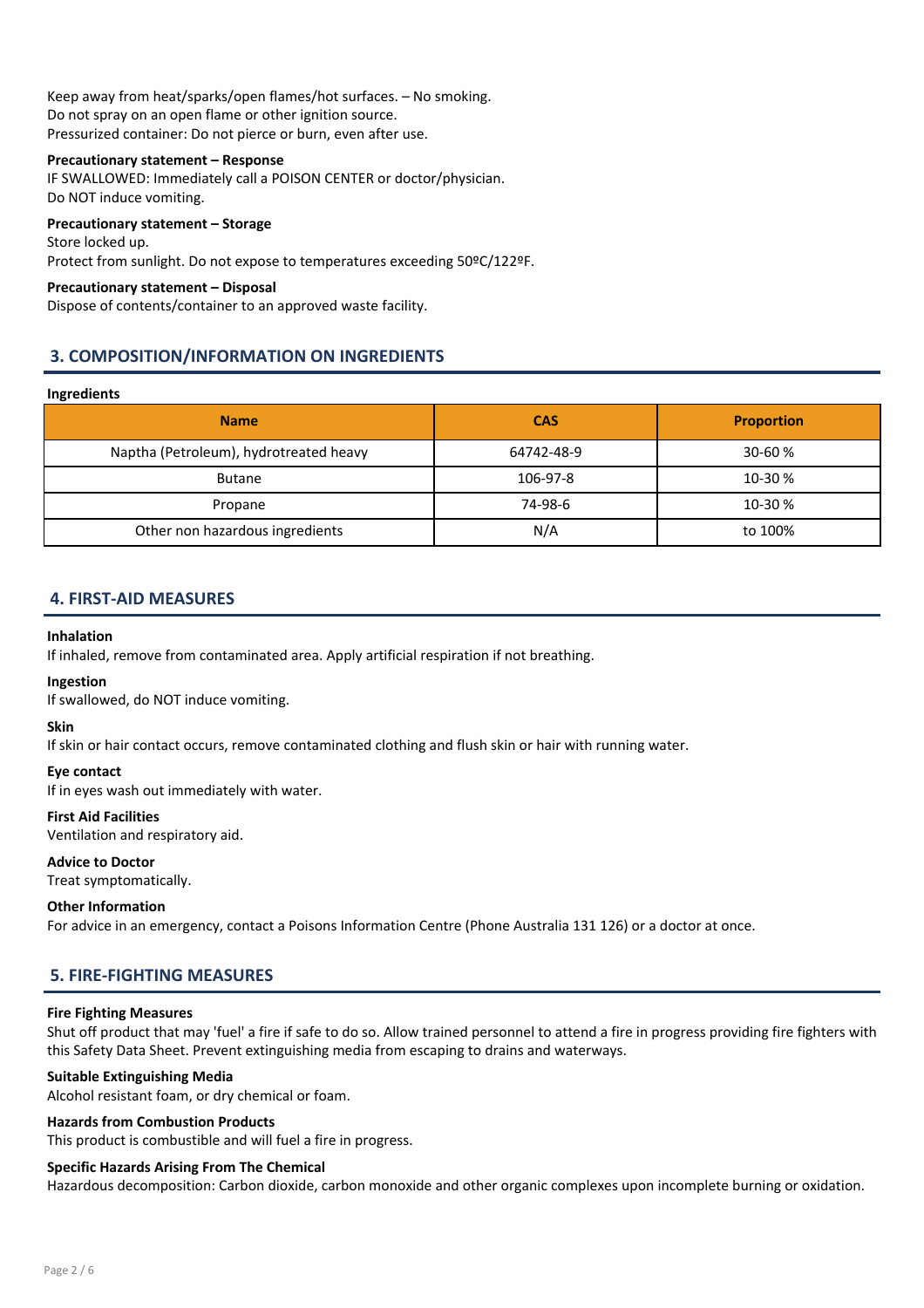Keep away from heat/sparks/open flames/hot surfaces. – No smoking.
Do not spray on an open flame or other ignition source.
Pressurized container: Do not pierce or burn, even after use.

**Precautionary statement – Response**
IF SWALLOWED: Immediately call a POISON CENTER or doctor/physician.
Do NOT induce vomiting.

**Precautionary statement – Storage**
Store locked up.
Protect from sunlight. Do not expose to temperatures exceeding 50ºC/122ºF.

**Precautionary statement – Disposal**
Dispose of contents/container to an approved waste facility.

## 3. COMPOSITION/INFORMATION ON INGREDIENTS

**Ingredients**

| Name | CAS | Proportion |
|---|---|---|
| Naptha (Petroleum), hydrotreated heavy | 64742-48-9 | 30-60 % |
| Butane | 106-97-8 | 10-30 % |
| Propane | 74-98-6 | 10-30 % |
| Other non hazardous ingredients | N/A | to 100% |

## 4. FIRST-AID MEASURES

**Inhalation**
If inhaled, remove from contaminated area. Apply artificial respiration if not breathing.

**Ingestion**
If swallowed, do NOT induce vomiting.

**Skin**
If skin or hair contact occurs, remove contaminated clothing and flush skin or hair with running water.

**Eye contact**
If in eyes wash out immediately with water.

**First Aid Facilities**
Ventilation and respiratory aid.

**Advice to Doctor**
Treat symptomatically.

**Other Information**
For advice in an emergency, contact a Poisons Information Centre (Phone Australia 131 126) or a doctor at once.

## 5. FIRE-FIGHTING MEASURES

**Fire Fighting Measures**
Shut off product that may 'fuel' a fire if safe to do so. Allow trained personnel to attend a fire in progress providing fire fighters with this Safety Data Sheet. Prevent extinguishing media from escaping to drains and waterways.

**Suitable Extinguishing Media**
Alcohol resistant foam, or dry chemical or foam.

**Hazards from Combustion Products**
This product is combustible and will fuel a fire in progress.

**Specific Hazards Arising From The Chemical**
Hazardous decomposition: Carbon dioxide, carbon monoxide and other organic complexes upon incomplete burning or oxidation.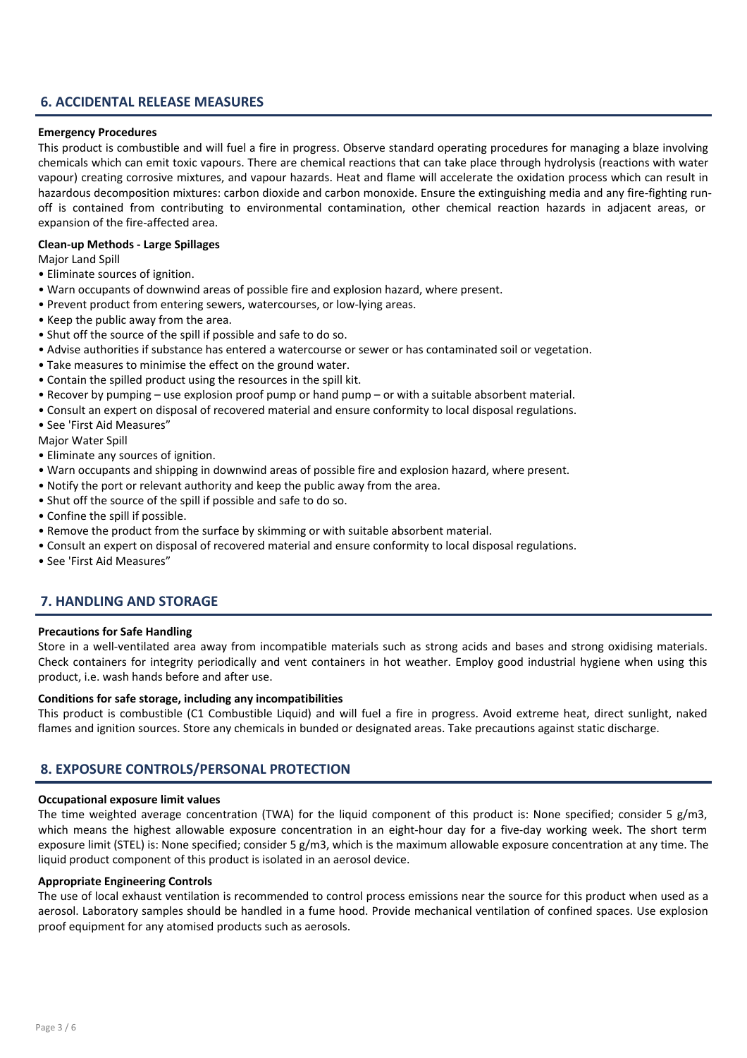## 6. ACCIDENTAL RELEASE MEASURES

**Emergency Procedures**

This product is combustible and will fuel a fire in progress. Observe standard operating procedures for managing a blaze involving chemicals which can emit toxic vapours. There are chemical reactions that can take place through hydrolysis (reactions with water vapour) creating corrosive mixtures, and vapour hazards. Heat and flame will accelerate the oxidation process which can result in hazardous decomposition mixtures: carbon dioxide and carbon monoxide. Ensure the extinguishing media and any fire-fighting run-off is contained from contributing to environmental contamination, other chemical reaction hazards in adjacent areas, or expansion of the fire-affected area.

**Clean-up Methods - Large Spillages**

Major Land Spill

- Eliminate sources of ignition.
- Warn occupants of downwind areas of possible fire and explosion hazard, where present.
- Prevent product from entering sewers, watercourses, or low-lying areas.
- Keep the public away from the area.
- Shut off the source of the spill if possible and safe to do so.
- Advise authorities if substance has entered a watercourse or sewer or has contaminated soil or vegetation.
- Take measures to minimise the effect on the ground water.
- Contain the spilled product using the resources in the spill kit.
- Recover by pumping – use explosion proof pump or hand pump – or with a suitable absorbent material.
- Consult an expert on disposal of recovered material and ensure conformity to local disposal regulations.
- See 'First Aid Measures"

Major Water Spill

- Eliminate any sources of ignition.
- Warn occupants and shipping in downwind areas of possible fire and explosion hazard, where present.
- Notify the port or relevant authority and keep the public away from the area.
- Shut off the source of the spill if possible and safe to do so.
- Confine the spill if possible.
- Remove the product from the surface by skimming or with suitable absorbent material.
- Consult an expert on disposal of recovered material and ensure conformity to local disposal regulations.
- See 'First Aid Measures"

## 7. HANDLING AND STORAGE

**Precautions for Safe Handling**

Store in a well-ventilated area away from incompatible materials such as strong acids and bases and strong oxidising materials. Check containers for integrity periodically and vent containers in hot weather. Employ good industrial hygiene when using this product, i.e. wash hands before and after use.

**Conditions for safe storage, including any incompatibilities**

This product is combustible (C1 Combustible Liquid) and will fuel a fire in progress. Avoid extreme heat, direct sunlight, naked flames and ignition sources. Store any chemicals in bunded or designated areas. Take precautions against static discharge.

## 8. EXPOSURE CONTROLS/PERSONAL PROTECTION

**Occupational exposure limit values**

The time weighted average concentration (TWA) for the liquid component of this product is: None specified; consider 5 g/m3, which means the highest allowable exposure concentration in an eight-hour day for a five-day working week. The short term exposure limit (STEL) is: None specified; consider 5 g/m3, which is the maximum allowable exposure concentration at any time. The liquid product component of this product is isolated in an aerosol device.

**Appropriate Engineering Controls**

The use of local exhaust ventilation is recommended to control process emissions near the source for this product when used as a aerosol. Laboratory samples should be handled in a fume hood. Provide mechanical ventilation of confined spaces. Use explosion proof equipment for any atomised products such as aerosols.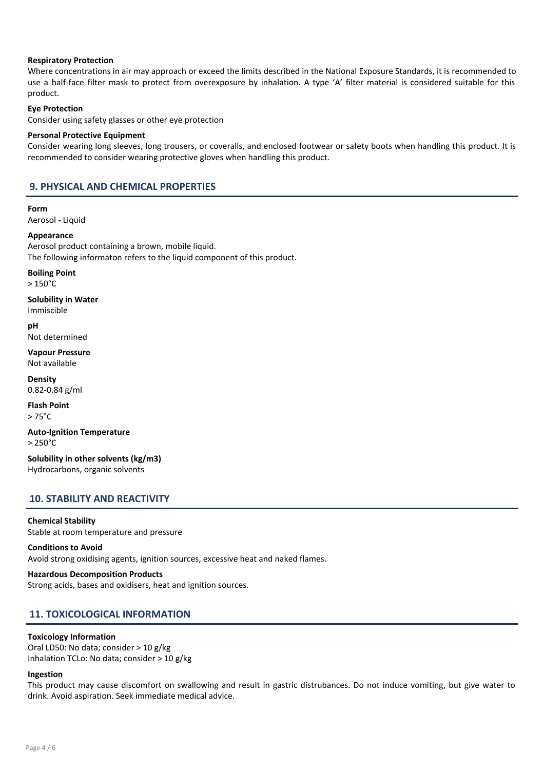**Respiratory Protection**

Where concentrations in air may approach or exceed the limits described in the National Exposure Standards, it is recommended to use a half-face filter mask to protect from overexposure by inhalation. A type 'A' filter material is considered suitable for this product.

**Eye Protection**

Consider using safety glasses or other eye protection

**Personal Protective Equipment**

Consider wearing long sleeves, long trousers, or coveralls, and enclosed footwear or safety boots when handling this product. It is recommended to consider wearing protective gloves when handling this product.

## 9. PHYSICAL AND CHEMICAL PROPERTIES

**Form**

Aerosol - Liquid

**Appearance**

Aerosol product containing a brown, mobile liquid.
The following informaton refers to the liquid component of this product.

**Boiling Point**

> 150°C

**Solubility in Water**

Immiscible

**pH**

Not determined

**Vapour Pressure**

Not available

**Density**

0.82-0.84 g/ml

**Flash Point**

> 75°C

**Auto-Ignition Temperature**

> 250°C

**Solubility in other solvents (kg/m3)**

Hydrocarbons, organic solvents

## 10. STABILITY AND REACTIVITY

**Chemical Stability**

Stable at room temperature and pressure

**Conditions to Avoid**

Avoid strong oxidising agents, ignition sources, excessive heat and naked flames.

**Hazardous Decomposition Products**

Strong acids, bases and oxidisers, heat and ignition sources.

## 11. TOXICOLOGICAL INFORMATION

**Toxicology Information**

Oral LD50: No data; consider > 10 g/kg
Inhalation TCLo: No data; consider > 10 g/kg

**Ingestion**

This product may cause discomfort on swallowing and result in gastric distrubances. Do not induce vomiting, but give water to drink. Avoid aspiration. Seek immediate medical advice.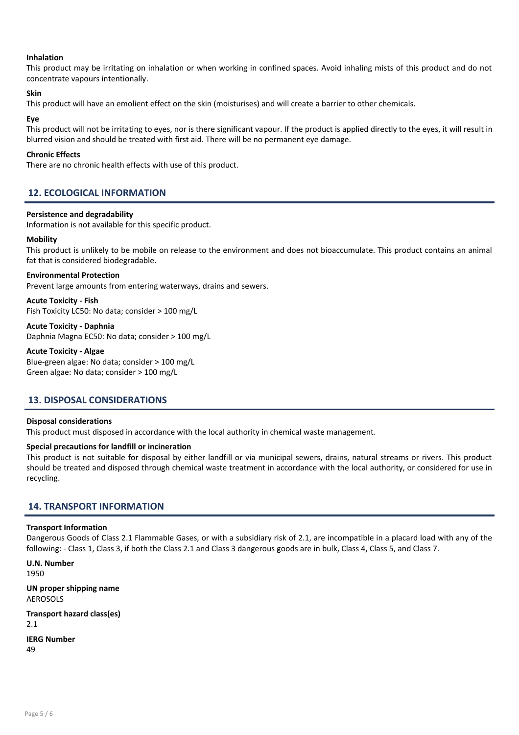**Inhalation**

This product may be irritating on inhalation or when working in confined spaces. Avoid inhaling mists of this product and do not concentrate vapours intentionally.

**Skin**

This product will have an emolient effect on the skin (moisturises) and will create a barrier to other chemicals.

**Eye**

This product will not be irritating to eyes, nor is there significant vapour. If the product is applied directly to the eyes, it will result in blurred vision and should be treated with first aid. There will be no permanent eye damage.

**Chronic Effects**

There are no chronic health effects with use of this product.

## 12. ECOLOGICAL INFORMATION

**Persistence and degradability**

Information is not available for this specific product.

**Mobility**

This product is unlikely to be mobile on release to the environment and does not bioaccumulate. This product contains an animal fat that is considered biodegradable.

**Environmental Protection**

Prevent large amounts from entering waterways, drains and sewers.

**Acute Toxicity - Fish**

Fish Toxicity LC50: No data; consider > 100 mg/L

**Acute Toxicity - Daphnia**

Daphnia Magna EC50: No data; consider > 100 mg/L

**Acute Toxicity - Algae**

Blue-green algae: No data; consider > 100 mg/L
Green algae: No data; consider > 100 mg/L

## 13. DISPOSAL CONSIDERATIONS

**Disposal considerations**

This product must disposed in accordance with the local authority in chemical waste management.

**Special precautions for landfill or incineration**

This product is not suitable for disposal by either landfill or via municipal sewers, drains, natural streams or rivers. This product should be treated and disposed through chemical waste treatment in accordance with the local authority, or considered for use in recycling.

## 14. TRANSPORT INFORMATION

**Transport Information**

Dangerous Goods of Class 2.1 Flammable Gases, or with a subsidiary risk of 2.1, are incompatible in a placard load with any of the following: - Class 1, Class 3, if both the Class 2.1 and Class 3 dangerous goods are in bulk, Class 4, Class 5, and Class 7.

**U.N. Number**

1950

**UN proper shipping name**

AEROSOLS

**Transport hazard class(es)**

2.1

**IERG Number**

49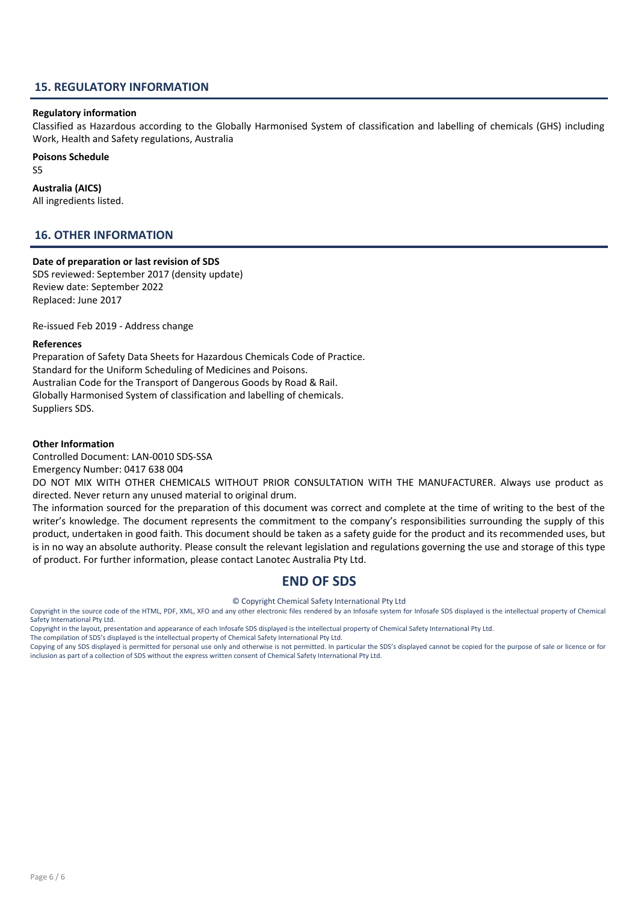## 15. REGULATORY INFORMATION

**Regulatory information**

Classified as Hazardous according to the Globally Harmonised System of classification and labelling of chemicals (GHS) including Work, Health and Safety regulations, Australia

**Poisons Schedule**

S5

**Australia (AICS)**

All ingredients listed.

## 16. OTHER INFORMATION

**Date of preparation or last revision of SDS**

SDS reviewed: September 2017 (density update)
Review date: September 2022
Replaced: June 2017

Re-issued Feb 2019 - Address change

**References**

Preparation of Safety Data Sheets for Hazardous Chemicals Code of Practice.
Standard for the Uniform Scheduling of Medicines and Poisons.
Australian Code for the Transport of Dangerous Goods by Road & Rail.
Globally Harmonised System of classification and labelling of chemicals.
Suppliers SDS.

**Other Information**

Controlled Document: LAN-0010 SDS-SSA
Emergency Number: 0417 638 004
DO NOT MIX WITH OTHER CHEMICALS WITHOUT PRIOR CONSULTATION WITH THE MANUFACTURER. Always use product as directed. Never return any unused material to original drum.
The information sourced for the preparation of this document was correct and complete at the time of writing to the best of the writer's knowledge. The document represents the commitment to the company's responsibilities surrounding the supply of this product, undertaken in good faith. This document should be taken as a safety guide for the product and its recommended uses, but is in no way an absolute authority. Please consult the relevant legislation and regulations governing the use and storage of this type of product. For further information, please contact Lanotec Australia Pty Ltd.

## END OF SDS

© Copyright Chemical Safety International Pty Ltd

Copyright in the source code of the HTML, PDF, XML, XFO and any other electronic files rendered by an Infosafe system for Infosafe SDS displayed is the intellectual property of Chemical Safety International Pty Ltd.

Copyright in the layout, presentation and appearance of each Infosafe SDS displayed is the intellectual property of Chemical Safety International Pty Ltd.

The compilation of SDS's displayed is the intellectual property of Chemical Safety International Pty Ltd.

Copying of any SDS displayed is permitted for personal use only and otherwise is not permitted. In particular the SDS's displayed cannot be copied for the purpose of sale or licence or for inclusion as part of a collection of SDS without the express written consent of Chemical Safety International Pty Ltd.